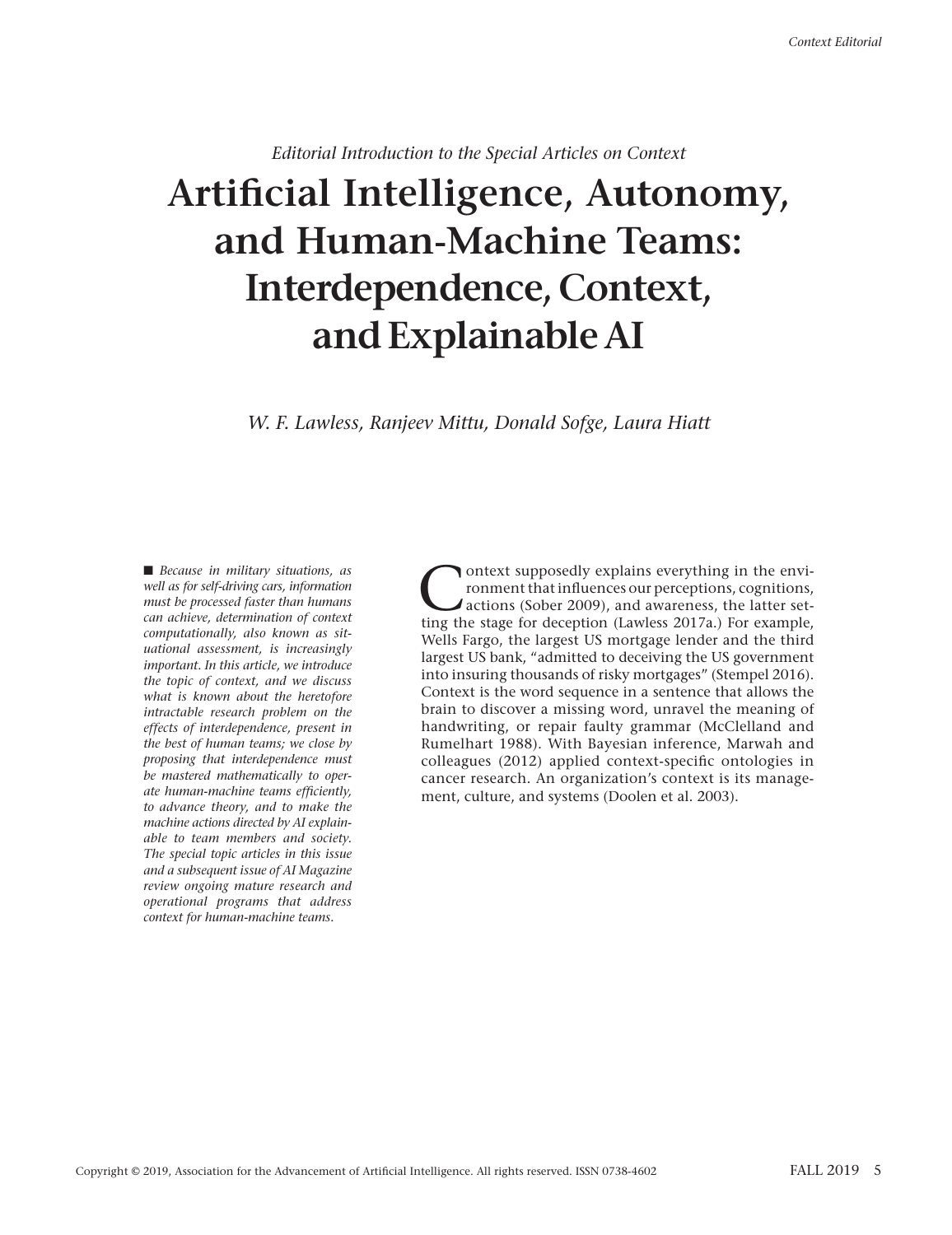*Editorial Introduction to the Special Articles on Context*

# Artificial Intelligence, Autonomy, and Human-Machine Teams: Interdependence, Context, and Explainable AI

*W. F. Lawless, Ranjeev Mittu, Donald Sofge, Laura Hiatt*

■ *Because in military situations, as well as for self-driving cars, information must be processed faster than humans can achieve, determination of context computationally, also known as situational assessment, is increasingly important. In this article, we introduce the topic of context, and we discuss what is known about the heretofore intractable research problem on the effects of interdependence, present in the best of human teams; we close by proposing that interdependence must be mastered mathematically to operate human-machine teams efficiently, to advance theory, and to make the machine actions directed by AI explainable to team members and society. The special topic articles in this issue and a subsequent issue of AI Magazine review ongoing mature research and operational programs that address context for human-machine teams.*

Context supposedly explains everything in the environment that influences our perceptions, cognitions, actions (Sober 2009), and awareness, the latter setting the stage for deception (Lawless 2017a.) For example, Wells Fargo, the largest US mortgage lender and the third largest US bank, "admitted to deceiving the US government into insuring thousands of risky mortgages" (Stempel 2016). Context is the word sequence in a sentence that allows the brain to discover a missing word, unravel the meaning of handwriting, or repair faulty grammar (McClelland and Rumelhart 1988). With Bayesian inference, Marwah and colleagues (2012) applied context-specific ontologies in cancer research. An organization's context is its management, culture, and systems (Doolen et al. 2003).

Copyright © 2019, Association for the Advancement of Artificial Intelligence. All rights reserved. ISSN 0738-4602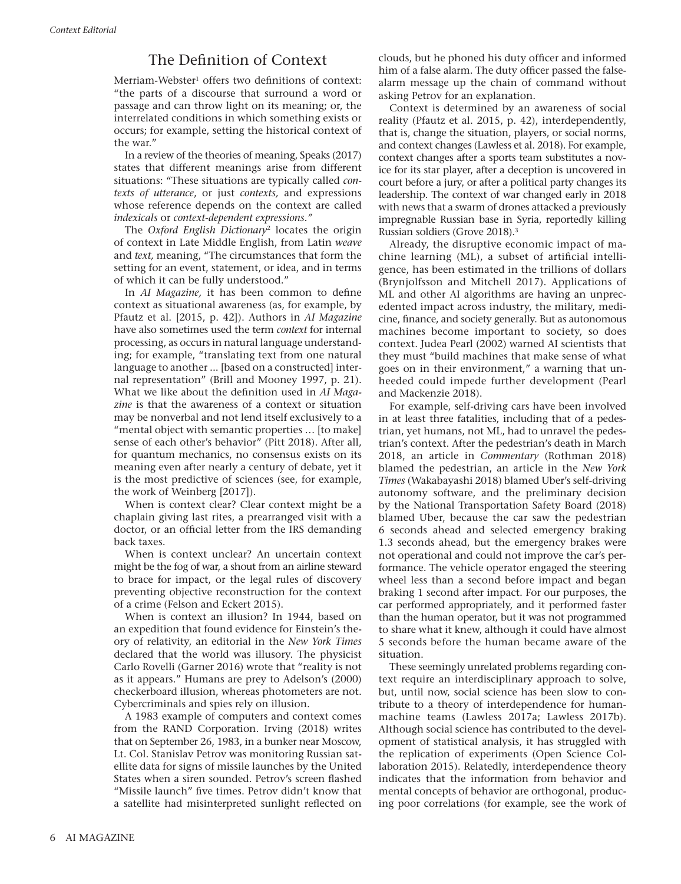## The Definition of Context

Merriam-Webster[1] offers two definitions of context: "the parts of a discourse that surround a word or passage and can throw light on its meaning; or, the interrelated conditions in which something exists or occurs; for example, setting the historical context of the war."

In a review of the theories of meaning, Speaks (2017) states that different meanings arise from different situations: "These situations are typically called *contexts of utterance*, or just *contexts,* and expressions whose reference depends on the context are called *indexicals* or *context-dependent expressions."*

The *Oxford English Dictionary*[2] locates the origin of context in Late Middle English, from Latin *weave* and *text,* meaning, "The circumstances that form the setting for an event, statement, or idea, and in terms of which it can be fully understood."

In *AI Magazine,* it has been common to define context as situational awareness (as, for example, by Pfautz et al. [2015, p. 42]). Authors in *AI Magazine* have also sometimes used the term *context* for internal processing, as occurs in natural language understanding; for example, "translating text from one natural language to another ... [based on a constructed] internal representation" (Brill and Mooney 1997, p. 21). What we like about the definition used in *AI Magazine* is that the awareness of a context or situation may be nonverbal and not lend itself exclusively to a "mental object with semantic properties … [to make] sense of each other's behavior" (Pitt 2018). After all, for quantum mechanics, no consensus exists on its meaning even after nearly a century of debate, yet it is the most predictive of sciences (see, for example, the work of Weinberg [2017]).

When is context clear? Clear context might be a chaplain giving last rites, a prearranged visit with a doctor, or an official letter from the IRS demanding back taxes.

When is context unclear? An uncertain context might be the fog of war, a shout from an airline steward to brace for impact, or the legal rules of discovery preventing objective reconstruction for the context of a crime (Felson and Eckert 2015).

When is context an illusion? In 1944, based on an expedition that found evidence for Einstein's theory of relativity, an editorial in the *New York Times* declared that the world was illusory. The physicist Carlo Rovelli (Garner 2016) wrote that "reality is not as it appears." Humans are prey to Adelson's (2000) checkerboard illusion, whereas photometers are not. Cybercriminals and spies rely on illusion.

A 1983 example of computers and context comes from the RAND Corporation. Irving (2018) writes that on September 26, 1983, in a bunker near Moscow, Lt. Col. Stanislav Petrov was monitoring Russian satellite data for signs of missile launches by the United States when a siren sounded. Petrov's screen flashed "Missile launch" five times. Petrov didn't know that a satellite had misinterpreted sunlight reflected on clouds, but he phoned his duty officer and informed him of a false alarm. The duty officer passed the false-alarm message up the chain of command without asking Petrov for an explanation.

Context is determined by an awareness of social reality (Pfautz et al. 2015, p. 42), interdependently, that is, change the situation, players, or social norms, and context changes (Lawless et al. 2018). For example, context changes after a sports team substitutes a novice for its star player, after a deception is uncovered in court before a jury, or after a political party changes its leadership. The context of war changed early in 2018 with news that a swarm of drones attacked a previously impregnable Russian base in Syria, reportedly killing Russian soldiers (Grove 2018).[3]

Already, the disruptive economic impact of machine learning (ML), a subset of artificial intelligence, has been estimated in the trillions of dollars (Brynjolfsson and Mitchell 2017). Applications of ML and other AI algorithms are having an unprecedented impact across industry, the military, medicine, finance, and society generally. But as autonomous machines become important to society, so does context. Judea Pearl (2002) warned AI scientists that they must "build machines that make sense of what goes on in their environment," a warning that unheeded could impede further development (Pearl and Mackenzie 2018).

For example, self-driving cars have been involved in at least three fatalities, including that of a pedestrian, yet humans, not ML, had to unravel the pedestrian's context. After the pedestrian's death in March 2018, an article in *Commentary* (Rothman 2018) blamed the pedestrian, an article in the *New York Times* (Wakabayashi 2018) blamed Uber's self-driving autonomy software, and the preliminary decision by the National Transportation Safety Board (2018) blamed Uber, because the car saw the pedestrian 6 seconds ahead and selected emergency braking 1.3 seconds ahead, but the emergency brakes were not operational and could not improve the car's performance. The vehicle operator engaged the steering wheel less than a second before impact and began braking 1 second after impact. For our purposes, the car performed appropriately, and it performed faster than the human operator, but it was not programmed to share what it knew, although it could have given almost 5 seconds before the human became aware of the situation.

These seemingly unrelated problems regarding context require an interdisciplinary approach to solve, but, until now, social science has been slow to contribute to a theory of interdependence for human-machine teams (Lawless 2017a; Lawless 2017b). Although social science has contributed to the development of statistical analysis, it has struggled with the replication of experiments (Open Science Collaboration 2015). Relatedly, interdependence theory indicates that the information from behavior and mental concepts of behavior are orthogonal, producing poor correlations (for example, see the work of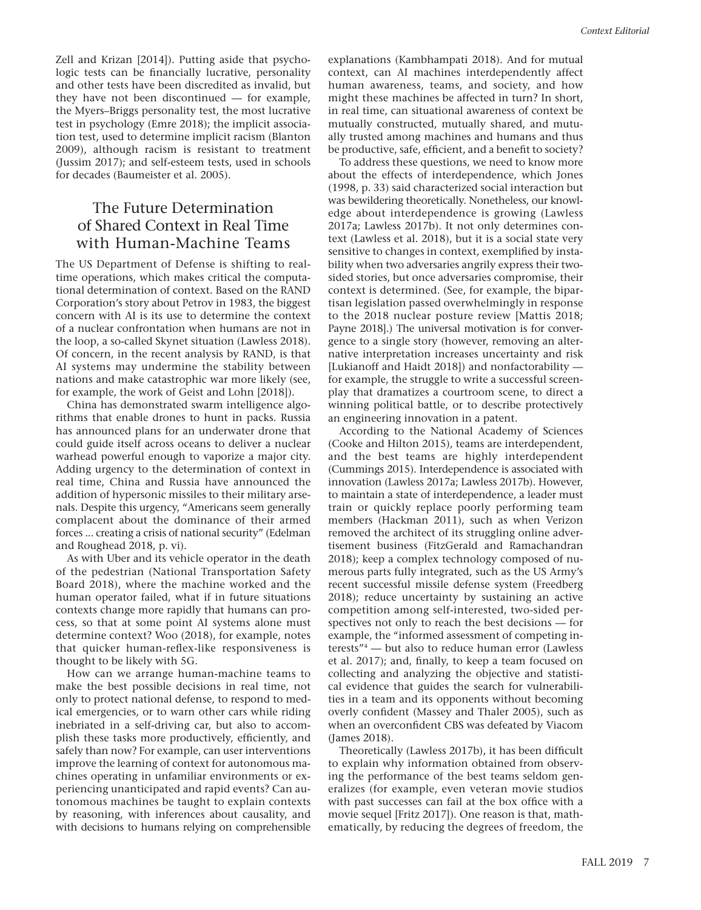Zell and Krizan [2014]). Putting aside that psychologic tests can be financially lucrative, personality and other tests have been discredited as invalid, but they have not been discontinued — for example, the Myers–Briggs personality test, the most lucrative test in psychology (Emre 2018); the implicit association test, used to determine implicit racism (Blanton 2009), although racism is resistant to treatment (Jussim 2017); and self-esteem tests, used in schools for decades (Baumeister et al. 2005).

## The Future Determination of Shared Context in Real Time with Human-Machine Teams

The US Department of Defense is shifting to real-time operations, which makes critical the computational determination of context. Based on the RAND Corporation's story about Petrov in 1983, the biggest concern with AI is its use to determine the context of a nuclear confrontation when humans are not in the loop, a so-called Skynet situation (Lawless 2018). Of concern, in the recent analysis by RAND, is that AI systems may undermine the stability between nations and make catastrophic war more likely (see, for example, the work of Geist and Lohn [2018]).

China has demonstrated swarm intelligence algorithms that enable drones to hunt in packs. Russia has announced plans for an underwater drone that could guide itself across oceans to deliver a nuclear warhead powerful enough to vaporize a major city. Adding urgency to the determination of context in real time, China and Russia have announced the addition of hypersonic missiles to their military arsenals. Despite this urgency, "Americans seem generally complacent about the dominance of their armed forces ... creating a crisis of national security" (Edelman and Roughead 2018, p. vi).

As with Uber and its vehicle operator in the death of the pedestrian (National Transportation Safety Board 2018), where the machine worked and the human operator failed, what if in future situations contexts change more rapidly that humans can process, so that at some point AI systems alone must determine context? Woo (2018), for example, notes that quicker human-reflex-like responsiveness is thought to be likely with 5G.

How can we arrange human-machine teams to make the best possible decisions in real time, not only to protect national defense, to respond to medical emergencies, or to warn other cars while riding inebriated in a self-driving car, but also to accomplish these tasks more productively, efficiently, and safely than now? For example, can user interventions improve the learning of context for autonomous machines operating in unfamiliar environments or experiencing unanticipated and rapid events? Can autonomous machines be taught to explain contexts by reasoning, with inferences about causality, and with decisions to humans relying on comprehensible explanations (Kambhampati 2018). And for mutual context, can AI machines interdependently affect human awareness, teams, and society, and how might these machines be affected in turn? In short, in real time, can situational awareness of context be mutually constructed, mutually shared, and mutually trusted among machines and humans and thus be productive, safe, efficient, and a benefit to society?

To address these questions, we need to know more about the effects of interdependence, which Jones (1998, p. 33) said characterized social interaction but was bewildering theoretically. Nonetheless, our knowledge about interdependence is growing (Lawless 2017a; Lawless 2017b). It not only determines context (Lawless et al. 2018), but it is a social state very sensitive to changes in context, exemplified by instability when two adversaries angrily express their two-sided stories, but once adversaries compromise, their context is determined. (See, for example, the bipartisan legislation passed overwhelmingly in response to the 2018 nuclear posture review [Mattis 2018; Payne 2018].) The universal motivation is for convergence to a single story (however, removing an alternative interpretation increases uncertainty and risk [Lukianoff and Haidt 2018]) and nonfactorability — for example, the struggle to write a successful screenplay that dramatizes a courtroom scene, to direct a winning political battle, or to describe protectively an engineering innovation in a patent.

According to the National Academy of Sciences (Cooke and Hilton 2015), teams are interdependent, and the best teams are highly interdependent (Cummings 2015). Interdependence is associated with innovation (Lawless 2017a; Lawless 2017b). However, to maintain a state of interdependence, a leader must train or quickly replace poorly performing team members (Hackman 2011), such as when Verizon removed the architect of its struggling online advertisement business (FitzGerald and Ramachandran 2018); keep a complex technology composed of numerous parts fully integrated, such as the US Army's recent successful missile defense system (Freedberg 2018); reduce uncertainty by sustaining an active competition among self-interested, two-sided perspectives not only to reach the best decisions — for example, the "informed assessment of competing interests"[4] — but also to reduce human error (Lawless et al. 2017); and, finally, to keep a team focused on collecting and analyzing the objective and statistical evidence that guides the search for vulnerabilities in a team and its opponents without becoming overly confident (Massey and Thaler 2005), such as when an overconfident CBS was defeated by Viacom (James 2018).

Theoretically (Lawless 2017b), it has been difficult to explain why information obtained from observing the performance of the best teams seldom generalizes (for example, even veteran movie studios with past successes can fail at the box office with a movie sequel [Fritz 2017]). One reason is that, mathematically, by reducing the degrees of freedom, the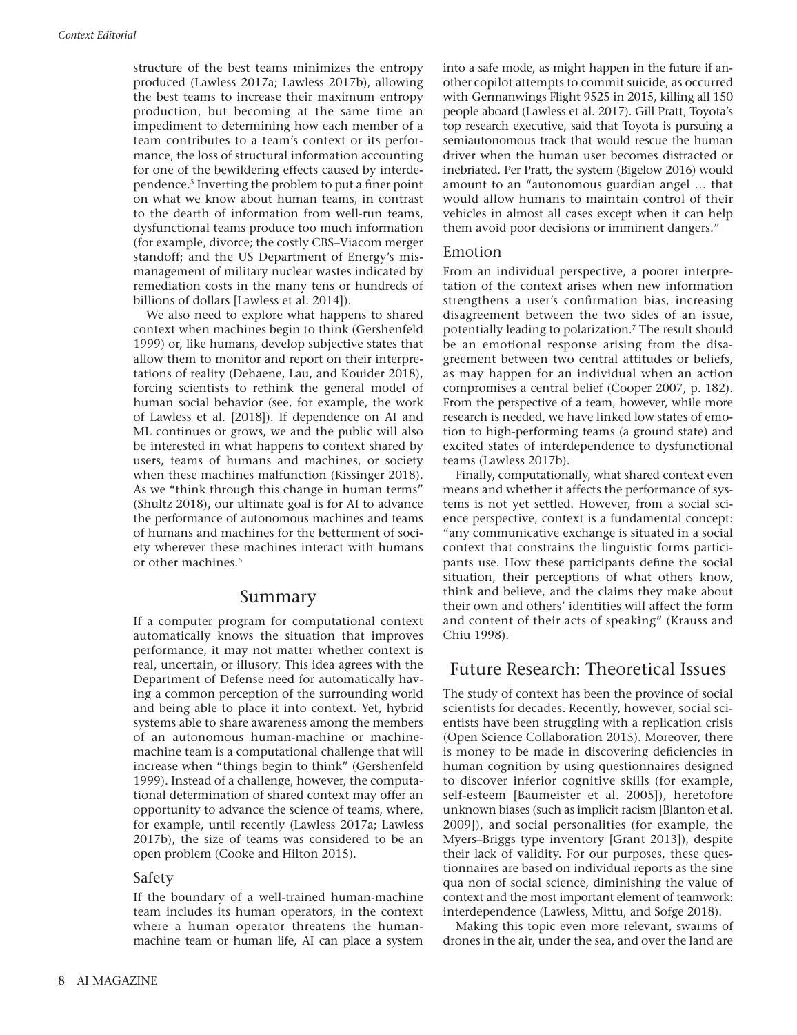structure of the best teams minimizes the entropy produced (Lawless 2017a; Lawless 2017b), allowing the best teams to increase their maximum entropy production, but becoming at the same time an impediment to determining how each member of a team contributes to a team's context or its performance, the loss of structural information accounting for one of the bewildering effects caused by interdependence.[5] Inverting the problem to put a finer point on what we know about human teams, in contrast to the dearth of information from well-run teams, dysfunctional teams produce too much information (for example, divorce; the costly CBS–Viacom merger standoff; and the US Department of Energy's mismanagement of military nuclear wastes indicated by remediation costs in the many tens or hundreds of billions of dollars [Lawless et al. 2014]).

We also need to explore what happens to shared context when machines begin to think (Gershenfeld 1999) or, like humans, develop subjective states that allow them to monitor and report on their interpretations of reality (Dehaene, Lau, and Kouider 2018), forcing scientists to rethink the general model of human social behavior (see, for example, the work of Lawless et al. [2018]). If dependence on AI and ML continues or grows, we and the public will also be interested in what happens to context shared by users, teams of humans and machines, or society when these machines malfunction (Kissinger 2018). As we "think through this change in human terms" (Shultz 2018), our ultimate goal is for AI to advance the performance of autonomous machines and teams of humans and machines for the betterment of society wherever these machines interact with humans or other machines.[6]

## Summary

If a computer program for computational context automatically knows the situation that improves performance, it may not matter whether context is real, uncertain, or illusory. This idea agrees with the Department of Defense need for automatically having a common perception of the surrounding world and being able to place it into context. Yet, hybrid systems able to share awareness among the members of an autonomous human-machine or machine-machine team is a computational challenge that will increase when "things begin to think" (Gershenfeld 1999). Instead of a challenge, however, the computational determination of shared context may offer an opportunity to advance the science of teams, where, for example, until recently (Lawless 2017a; Lawless 2017b), the size of teams was considered to be an open problem (Cooke and Hilton 2015).

### Safety

If the boundary of a well-trained human-machine team includes its human operators, in the context where a human operator threatens the human-machine team or human life, AI can place a system into a safe mode, as might happen in the future if another copilot attempts to commit suicide, as occurred with Germanwings Flight 9525 in 2015, killing all 150 people aboard (Lawless et al. 2017). Gill Pratt, Toyota's top research executive, said that Toyota is pursuing a semiautonomous track that would rescue the human driver when the human user becomes distracted or inebriated. Per Pratt, the system (Bigelow 2016) would amount to an "autonomous guardian angel … that would allow humans to maintain control of their vehicles in almost all cases except when it can help them avoid poor decisions or imminent dangers."

### Emotion

From an individual perspective, a poorer interpretation of the context arises when new information strengthens a user's confirmation bias, increasing disagreement between the two sides of an issue, potentially leading to polarization.[7] The result should be an emotional response arising from the disagreement between two central attitudes or beliefs, as may happen for an individual when an action compromises a central belief (Cooper 2007, p. 182). From the perspective of a team, however, while more research is needed, we have linked low states of emotion to high-performing teams (a ground state) and excited states of interdependence to dysfunctional teams (Lawless 2017b).

Finally, computationally, what shared context even means and whether it affects the performance of systems is not yet settled. However, from a social science perspective, context is a fundamental concept: "any communicative exchange is situated in a social context that constrains the linguistic forms participants use. How these participants define the social situation, their perceptions of what others know, think and believe, and the claims they make about their own and others' identities will affect the form and content of their acts of speaking" (Krauss and Chiu 1998).

## Future Research: Theoretical Issues

The study of context has been the province of social scientists for decades. Recently, however, social scientists have been struggling with a replication crisis (Open Science Collaboration 2015). Moreover, there is money to be made in discovering deficiencies in human cognition by using questionnaires designed to discover inferior cognitive skills (for example, self-esteem [Baumeister et al. 2005]), heretofore unknown biases (such as implicit racism [Blanton et al. 2009]), and social personalities (for example, the Myers–Briggs type inventory [Grant 2013]), despite their lack of validity. For our purposes, these questionnaires are based on individual reports as the sine qua non of social science, diminishing the value of context and the most important element of teamwork: interdependence (Lawless, Mittu, and Sofge 2018).

Making this topic even more relevant, swarms of drones in the air, under the sea, and over the land are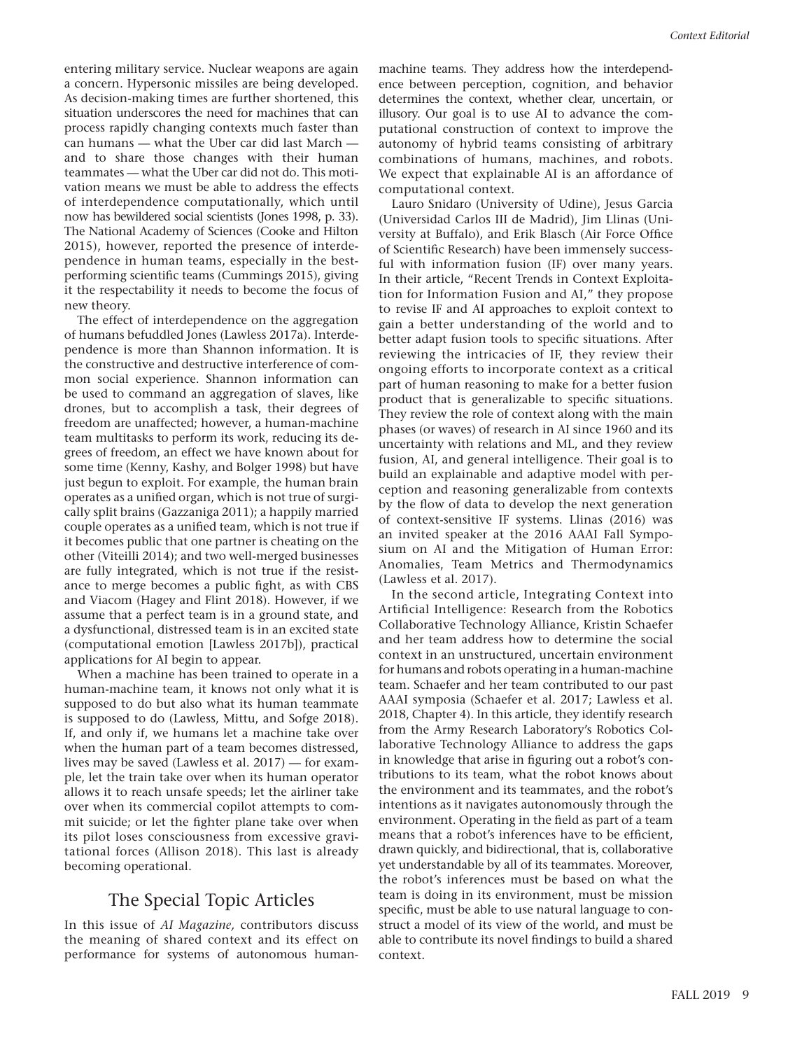entering military service. Nuclear weapons are again a concern. Hypersonic missiles are being developed. As decision-making times are further shortened, this situation underscores the need for machines that can process rapidly changing contexts much faster than can humans — what the Uber car did last March — and to share those changes with their human teammates — what the Uber car did not do. This motivation means we must be able to address the effects of interdependence computationally, which until now has bewildered social scientists (Jones 1998, p. 33). The National Academy of Sciences (Cooke and Hilton 2015), however, reported the presence of interdependence in human teams, especially in the best-performing scientific teams (Cummings 2015), giving it the respectability it needs to become the focus of new theory.

The effect of interdependence on the aggregation of humans befuddled Jones (Lawless 2017a). Interdependence is more than Shannon information. It is the constructive and destructive interference of common social experience. Shannon information can be used to command an aggregation of slaves, like drones, but to accomplish a task, their degrees of freedom are unaffected; however, a human-machine team multitasks to perform its work, reducing its degrees of freedom, an effect we have known about for some time (Kenny, Kashy, and Bolger 1998) but have just begun to exploit. For example, the human brain operates as a unified organ, which is not true of surgically split brains (Gazzaniga 2011); a happily married couple operates as a unified team, which is not true if it becomes public that one partner is cheating on the other (Viteilli 2014); and two well-merged businesses are fully integrated, which is not true if the resistance to merge becomes a public fight, as with CBS and Viacom (Hagey and Flint 2018). However, if we assume that a perfect team is in a ground state, and a dysfunctional, distressed team is in an excited state (computational emotion [Lawless 2017b]), practical applications for AI begin to appear.

When a machine has been trained to operate in a human-machine team, it knows not only what it is supposed to do but also what its human teammate is supposed to do (Lawless, Mittu, and Sofge 2018). If, and only if, we humans let a machine take over when the human part of a team becomes distressed, lives may be saved (Lawless et al. 2017) — for example, let the train take over when its human operator allows it to reach unsafe speeds; let the airliner take over when its commercial copilot attempts to commit suicide; or let the fighter plane take over when its pilot loses consciousness from excessive gravitational forces (Allison 2018). This last is already becoming operational.

## The Special Topic Articles

In this issue of *AI Magazine,* contributors discuss the meaning of shared context and its effect on performance for systems of autonomous human-machine teams. They address how the interdependence between perception, cognition, and behavior determines the context, whether clear, uncertain, or illusory. Our goal is to use AI to advance the computational construction of context to improve the autonomy of hybrid teams consisting of arbitrary combinations of humans, machines, and robots. We expect that explainable AI is an affordance of computational context.

Lauro Snidaro (University of Udine), Jesus Garcia (Universidad Carlos III de Madrid), Jim Llinas (University at Buffalo), and Erik Blasch (Air Force Office of Scientific Research) have been immensely successful with information fusion (IF) over many years. In their article, "Recent Trends in Context Exploitation for Information Fusion and AI," they propose to revise IF and AI approaches to exploit context to gain a better understanding of the world and to better adapt fusion tools to specific situations. After reviewing the intricacies of IF, they review their ongoing efforts to incorporate context as a critical part of human reasoning to make for a better fusion product that is generalizable to specific situations. They review the role of context along with the main phases (or waves) of research in AI since 1960 and its uncertainty with relations and ML, and they review fusion, AI, and general intelligence. Their goal is to build an explainable and adaptive model with perception and reasoning generalizable from contexts by the flow of data to develop the next generation of context-sensitive IF systems. Llinas (2016) was an invited speaker at the 2016 AAAI Fall Symposium on AI and the Mitigation of Human Error: Anomalies, Team Metrics and Thermodynamics (Lawless et al. 2017).

In the second article, Integrating Context into Artificial Intelligence: Research from the Robotics Collaborative Technology Alliance, Kristin Schaefer and her team address how to determine the social context in an unstructured, uncertain environment for humans and robots operating in a human-machine team. Schaefer and her team contributed to our past AAAI symposia (Schaefer et al. 2017; Lawless et al. 2018, Chapter 4). In this article, they identify research from the Army Research Laboratory's Robotics Collaborative Technology Alliance to address the gaps in knowledge that arise in figuring out a robot's contributions to its team, what the robot knows about the environment and its teammates, and the robot's intentions as it navigates autonomously through the environment. Operating in the field as part of a team means that a robot's inferences have to be efficient, drawn quickly, and bidirectional, that is, collaborative yet understandable by all of its teammates. Moreover, the robot's inferences must be based on what the team is doing in its environment, must be mission specific, must be able to use natural language to construct a model of its view of the world, and must be able to contribute its novel findings to build a shared context.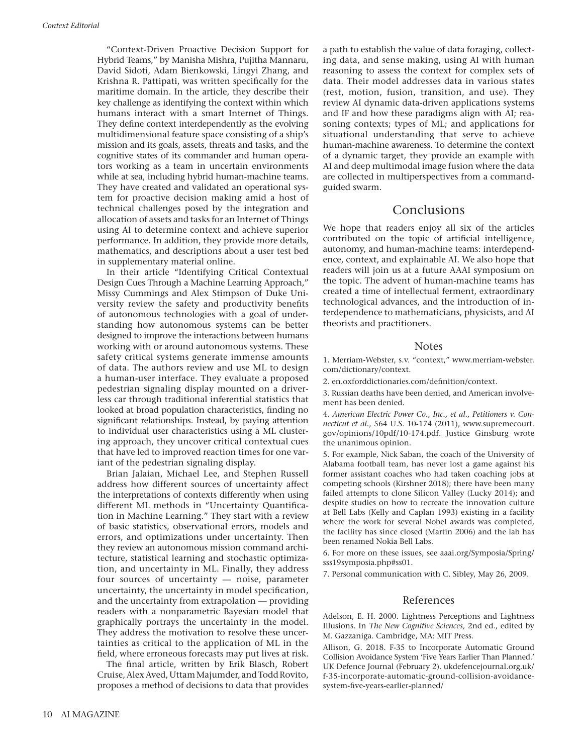"Context-Driven Proactive Decision Support for Hybrid Teams," by Manisha Mishra, Pujitha Mannaru, David Sidoti, Adam Bienkowski, Lingyi Zhang, and Krishna R. Pattipati, was written specifically for the maritime domain. In the article, they describe their key challenge as identifying the context within which humans interact with a smart Internet of Things. They define context interdependently as the evolving multidimensional feature space consisting of a ship's mission and its goals, assets, threats and tasks, and the cognitive states of its commander and human operators working as a team in uncertain environments while at sea, including hybrid human-machine teams. They have created and validated an operational system for proactive decision making amid a host of technical challenges posed by the integration and allocation of assets and tasks for an Internet of Things using AI to determine context and achieve superior performance. In addition, they provide more details, mathematics, and descriptions about a user test bed in supplementary material online.

In their article "Identifying Critical Contextual Design Cues Through a Machine Learning Approach," Missy Cummings and Alex Stimpson of Duke University review the safety and productivity benefits of autonomous technologies with a goal of understanding how autonomous systems can be better designed to improve the interactions between humans working with or around autonomous systems. These safety critical systems generate immense amounts of data. The authors review and use ML to design a human-user interface. They evaluate a proposed pedestrian signaling display mounted on a driverless car through traditional inferential statistics that looked at broad population characteristics, finding no significant relationships. Instead, by paying attention to individual user characteristics using a ML clustering approach, they uncover critical contextual cues that have led to improved reaction times for one variant of the pedestrian signaling display.

Brian Jalaian, Michael Lee, and Stephen Russell address how different sources of uncertainty affect the interpretations of contexts differently when using different ML methods in "Uncertainty Quantification in Machine Learning." They start with a review of basic statistics, observational errors, models and errors, and optimizations under uncertainty. Then they review an autonomous mission command architecture, statistical learning and stochastic optimization, and uncertainty in ML. Finally, they address four sources of uncertainty — noise, parameter uncertainty, the uncertainty in model specification, and the uncertainty from extrapolation — providing readers with a nonparametric Bayesian model that graphically portrays the uncertainty in the model. They address the motivation to resolve these uncertainties as critical to the application of ML in the field, where erroneous forecasts may put lives at risk.

The final article, written by Erik Blasch, Robert Cruise, Alex Aved, Uttam Majumder, and Todd Rovito, proposes a method of decisions to data that provides a path to establish the value of data foraging, collecting data, and sense making, using AI with human reasoning to assess the context for complex sets of data. Their model addresses data in various states (rest, motion, fusion, transition, and use). They review AI dynamic data-driven applications systems and IF and how these paradigms align with AI; reasoning contexts; types of ML; and applications for situational understanding that serve to achieve human-machine awareness. To determine the context of a dynamic target, they provide an example with AI and deep multimodal image fusion where the data are collected in multiperspectives from a command-guided swarm.

## Conclusions

We hope that readers enjoy all six of the articles contributed on the topic of artificial intelligence, autonomy, and human-machine teams: interdependence, context, and explainable AI. We also hope that readers will join us at a future AAAI symposium on the topic. The advent of human-machine teams has created a time of intellectual ferment, extraordinary technological advances, and the introduction of interdependence to mathematicians, physicists, and AI theorists and practitioners.

### Notes

1. Merriam-Webster, s.v. "context," www.merriam-webster.com/dictionary/context.

2. en.oxforddictionaries.com/definition/context.

3. Russian deaths have been denied, and American involvement has been denied.

4. *American Electric Power Co., Inc., et al., Petitioners v. Connecticut et al.*, 564 U.S. 10-174 (2011), www.supremecourt.gov/opinions/10pdf/10-174.pdf. Justice Ginsburg wrote the unanimous opinion.

5. For example, Nick Saban, the coach of the University of Alabama football team, has never lost a game against his former assistant coaches who had taken coaching jobs at competing schools (Kirshner 2018); there have been many failed attempts to clone Silicon Valley (Lucky 2014); and despite studies on how to recreate the innovation culture at Bell Labs (Kelly and Caplan 1993) existing in a facility where the work for several Nobel awards was completed, the facility has since closed (Martin 2006) and the lab has been renamed Nokia Bell Labs.

6. For more on these issues, see aaai.org/Symposia/Spring/sss19symposia.php#ss01.

7. Personal communication with C. Sibley, May 26, 2009.

### References

Adelson, E. H. 2000. Lightness Perceptions and Lightness Illusions. In *The New Cognitive Sciences,* 2nd ed., edited by M. Gazzaniga. Cambridge, MA: MIT Press.

Allison, G. 2018. F-35 to Incorporate Automatic Ground Collision Avoidance System 'Five Years Earlier Than Planned.' UK Defence Journal (February 2). ukdefencejournal.org.uk/f-35-incorporate-automatic-ground-collision-avoidance-system-five-years-earlier-planned/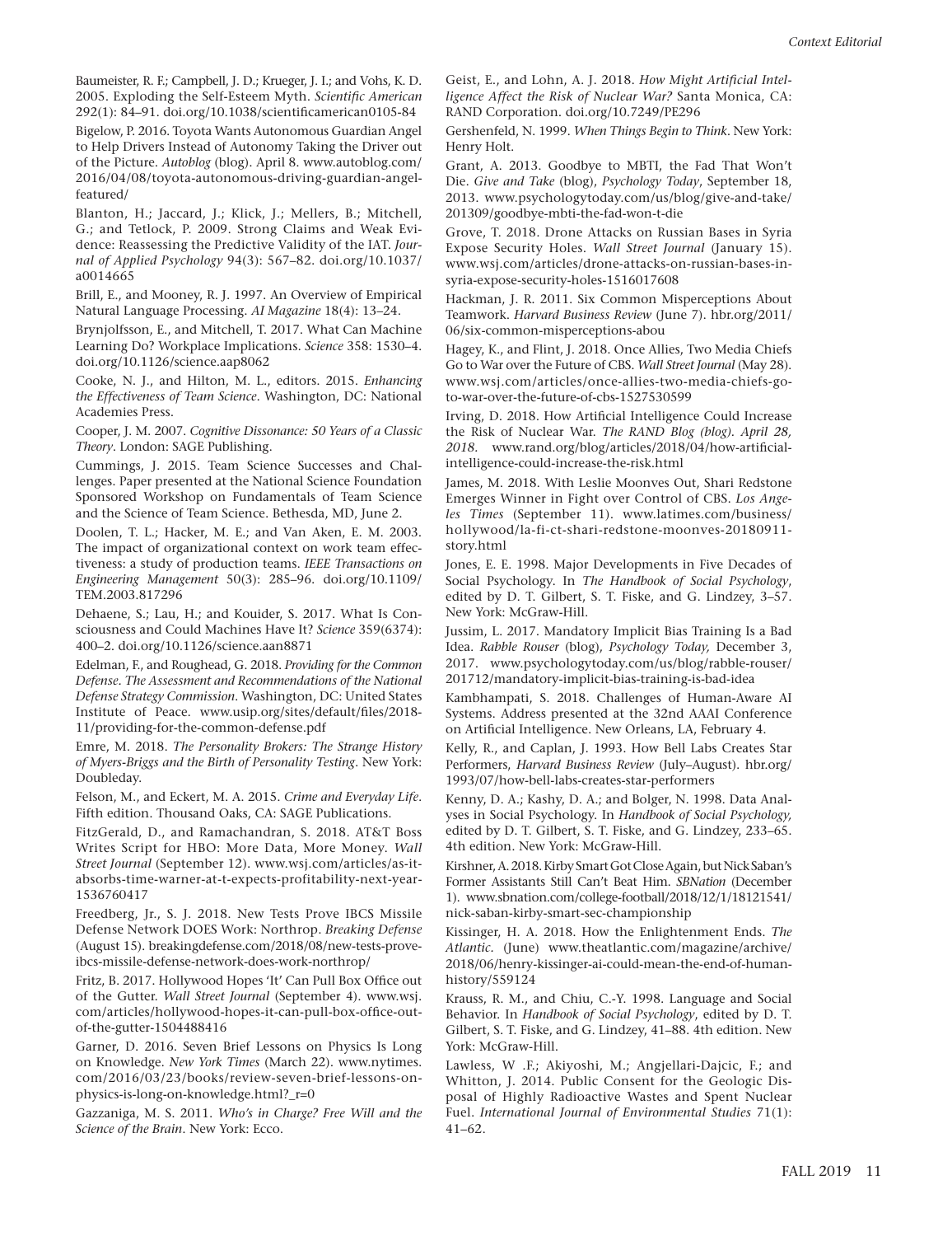Baumeister, R. F.; Campbell, J. D.; Krueger, J. I.; and Vohs, K. D. 2005. Exploding the Self-Esteem Myth. *Scientific American* 292(1): 84–91. doi.org/10.1038/scientificamerican0105-84

Bigelow, P. 2016. Toyota Wants Autonomous Guardian Angel to Help Drivers Instead of Autonomy Taking the Driver out of the Picture. *Autoblog* (blog). April 8. www.autoblog.com/2016/04/08/toyota-autonomous-driving-guardian-angel-featured/

Blanton, H.; Jaccard, J.; Klick, J.; Mellers, B.; Mitchell, G.; and Tetlock, P. 2009. Strong Claims and Weak Evidence: Reassessing the Predictive Validity of the IAT. *Journal of Applied Psychology* 94(3): 567–82. doi.org/10.1037/a0014665

Brill, E., and Mooney, R. J. 1997. An Overview of Empirical Natural Language Processing. *AI Magazine* 18(4): 13–24.

Brynjolfsson, E., and Mitchell, T. 2017. What Can Machine Learning Do? Workplace Implications. *Science* 358: 1530–4. doi.org/10.1126/science.aap8062

Cooke, N. J., and Hilton, M. L., editors. 2015. *Enhancing the Effectiveness of Team Science*. Washington, DC: National Academies Press.

Cooper, J. M. 2007. *Cognitive Dissonance: 50 Years of a Classic Theory*. London: SAGE Publishing.

Cummings, J. 2015. Team Science Successes and Challenges. Paper presented at the National Science Foundation Sponsored Workshop on Fundamentals of Team Science and the Science of Team Science. Bethesda, MD, June 2.

Doolen, T. L.; Hacker, M. E.; and Van Aken, E. M. 2003. The impact of organizational context on work team effectiveness: a study of production teams. *IEEE Transactions on Engineering Management* 50(3): 285–96. doi.org/10.1109/TEM.2003.817296

Dehaene, S.; Lau, H.; and Kouider, S. 2017. What Is Consciousness and Could Machines Have It? *Science* 359(6374): 400–2. doi.org/10.1126/science.aan8871

Edelman, F., and Roughead, G. 2018. *Providing for the Common Defense. The Assessment and Recommendations of the National Defense Strategy Commission*. Washington, DC: United States Institute of Peace. www.usip.org/sites/default/files/2018-11/providing-for-the-common-defense.pdf

Emre, M. 2018. *The Personality Brokers: The Strange History of Myers-Briggs and the Birth of Personality Testing*. New York: Doubleday.

Felson, M., and Eckert, M. A. 2015. *Crime and Everyday Life*. Fifth edition. Thousand Oaks, CA: SAGE Publications.

FitzGerald, D., and Ramachandran, S. 2018. AT&T Boss Writes Script for HBO: More Data, More Money. *Wall Street Journal* (September 12). www.wsj.com/articles/as-it-absorbs-time-warner-at-t-expects-profitability-next-year-1536760417

Freedberg, Jr., S. J. 2018. New Tests Prove IBCS Missile Defense Network DOES Work: Northrop. *Breaking Defense* (August 15). breakingdefense.com/2018/08/new-tests-prove-ibcs-missile-defense-network-does-work-northrop/

Fritz, B. 2017. Hollywood Hopes 'It' Can Pull Box Office out of the Gutter. *Wall Street Journal* (September 4). www.wsj.com/articles/hollywood-hopes-it-can-pull-box-office-out-of-the-gutter-1504488416

Garner, D. 2016. Seven Brief Lessons on Physics Is Long on Knowledge. *New York Times* (March 22). www.nytimes.com/2016/03/23/books/review-seven-brief-lessons-on-physics-is-long-on-knowledge.html?_r=0

Gazzaniga, M. S. 2011. *Who's in Charge? Free Will and the Science of the Brain*. New York: Ecco.

Geist, E., and Lohn, A. J. 2018. *How Might Artificial Intelligence Affect the Risk of Nuclear War?* Santa Monica, CA: RAND Corporation. doi.org/10.7249/PE296

Gershenfeld, N. 1999. *When Things Begin to Think*. New York: Henry Holt.

Grant, A. 2013. Goodbye to MBTI, the Fad That Won't Die. *Give and Take* (blog), *Psychology Today*, September 18, 2013. www.psychologytoday.com/us/blog/give-and-take/201309/goodbye-mbti-the-fad-won-t-die

Grove, T. 2018. Drone Attacks on Russian Bases in Syria Expose Security Holes. *Wall Street Journal* (January 15). www.wsj.com/articles/drone-attacks-on-russian-bases-in-syria-expose-security-holes-1516017608

Hackman, J. R. 2011. Six Common Misperceptions About Teamwork. *Harvard Business Review* (June 7). hbr.org/2011/06/six-common-misperceptions-abou

Hagey, K., and Flint, J. 2018. Once Allies, Two Media Chiefs Go to War over the Future of CBS. *Wall Street Journal* (May 28). www.wsj.com/articles/once-allies-two-media-chiefs-go-to-war-over-the-future-of-cbs-1527530599

Irving, D. 2018. How Artificial Intelligence Could Increase the Risk of Nuclear War. *The RAND Blog (blog). April 28, 2018.* www.rand.org/blog/articles/2018/04/how-artificial-intelligence-could-increase-the-risk.html

James, M. 2018. With Leslie Moonves Out, Shari Redstone Emerges Winner in Fight over Control of CBS. *Los Angeles Times* (September 11). www.latimes.com/business/hollywood/la-fi-ct-shari-redstone-moonves-20180911-story.html

Jones, E. E. 1998. Major Developments in Five Decades of Social Psychology. In *The Handbook of Social Psychology*, edited by D. T. Gilbert, S. T. Fiske, and G. Lindzey, 3–57. New York: McGraw-Hill.

Jussim, L. 2017. Mandatory Implicit Bias Training Is a Bad Idea. *Rabble Rouser* (blog), *Psychology Today,* December 3, 2017. www.psychologytoday.com/us/blog/rabble-rouser/201712/mandatory-implicit-bias-training-is-bad-idea

Kambhampati, S. 2018. Challenges of Human-Aware AI Systems. Address presented at the 32nd AAAI Conference on Artificial Intelligence. New Orleans, LA, February 4.

Kelly, R., and Caplan, J. 1993. How Bell Labs Creates Star Performers, *Harvard Business Review* (July–August). hbr.org/1993/07/how-bell-labs-creates-star-performers

Kenny, D. A.; Kashy, D. A.; and Bolger, N. 1998. Data Analyses in Social Psychology. In *Handbook of Social Psychology,* edited by D. T. Gilbert, S. T. Fiske, and G. Lindzey, 233–65. 4th edition. New York: McGraw-Hill.

Kirshner, A. 2018. Kirby Smart Got Close Again, but Nick Saban's Former Assistants Still Can't Beat Him. *SBNation* (December 1). www.sbnation.com/college-football/2018/12/1/18121541/nick-saban-kirby-smart-sec-championship

Kissinger, H. A. 2018. How the Enlightenment Ends. *The Atlantic*. (June) www.theatlantic.com/magazine/archive/2018/06/henry-kissinger-ai-could-mean-the-end-of-human-history/559124

Krauss, R. M., and Chiu, C.-Y. 1998. Language and Social Behavior. In *Handbook of Social Psychology*, edited by D. T. Gilbert, S. T. Fiske, and G. Lindzey, 41–88. 4th edition. New York: McGraw-Hill.

Lawless, W .F.; Akiyoshi, M.; Angjellari-Dajcic, F.; and Whitton, J. 2014. Public Consent for the Geologic Disposal of Highly Radioactive Wastes and Spent Nuclear Fuel. *International Journal of Environmental Studies* 71(1): 41–62.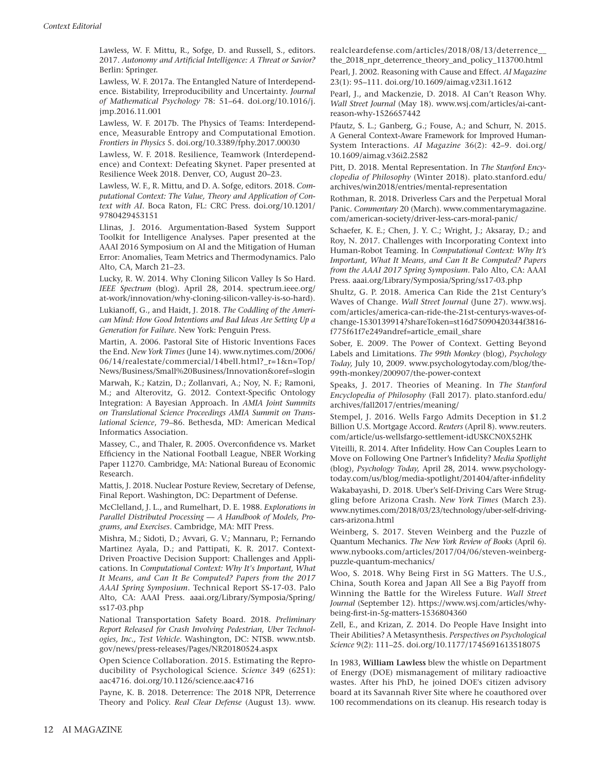Lawless, W. F. Mittu, R., Sofge, D. and Russell, S., editors. 2017. *Autonomy and Artificial Intelligence: A Threat or Savior?* Berlin: Springer.

Lawless, W. F. 2017a. The Entangled Nature of Interdependence. Bistability, Irreproducibility and Uncertainty. *Journal of Mathematical Psychology* 78: 51–64. doi.org/10.1016/j.jmp.2016.11.001

Lawless, W. F. 2017b. The Physics of Teams: Interdependence, Measurable Entropy and Computational Emotion. *Frontiers in Physics* 5. doi.org/10.3389/fphy.2017.00030

Lawless, W. F. 2018. Resilience, Teamwork (Interdependence) and Context: Defeating Skynet. Paper presented at Resilience Week 2018. Denver, CO, August 20–23.

Lawless, W. F., R. Mittu, and D. A. Sofge, editors. 2018. *Computational Context: The Value, Theory and Application of Context with AI*. Boca Raton, FL: CRC Press. doi.org/10.1201/9780429453151

Llinas, J. 2016. Argumentation-Based System Support Toolkit for Intelligence Analyses. Paper presented at the AAAI 2016 Symposium on AI and the Mitigation of Human Error: Anomalies, Team Metrics and Thermodynamics. Palo Alto, CA, March 21–23.

Lucky, R. W. 2014. Why Cloning Silicon Valley Is So Hard. *IEEE Spectrum* (blog). April 28, 2014. spectrum.ieee.org/at-work/innovation/why-cloning-silicon-valley-is-so-hard).

Lukianoff, G., and Haidt, J. 2018. *The Coddling of the American Mind: How Good Intentions and Bad Ideas Are Setting Up a Generation for Failure*. New York: Penguin Press.

Martin, A. 2006. Pastoral Site of Historic Inventions Faces the End. *New York Times* (June 14). www.nytimes.com/2006/06/14/realestate/commercial/14bell.html?_r=1&n=Top/News/Business/Small%20Business/Innovation&oref=slogin

Marwah, K.; Katzin, D.; Zollanvari, A.; Noy, N. F.; Ramoni, M.; and Alterovitz, G. 2012. Context-Specific Ontology Integration: A Bayesian Approach. In *AMIA Joint Summits on Translational Science Proceedings AMIA Summit on Translational Science*, 79–86. Bethesda, MD: American Medical Informatics Association.

Massey, C., and Thaler, R. 2005. Overconfidence vs. Market Efficiency in the National Football League, NBER Working Paper 11270. Cambridge, MA: National Bureau of Economic Research.

Mattis, J. 2018. Nuclear Posture Review, Secretary of Defense, Final Report. Washington, DC: Department of Defense.

McClelland, J. L., and Rumelhart, D. E. 1988. *Explorations in Parallel Distributed Processing — A Handbook of Models, Programs, and Exercises*. Cambridge, MA: MIT Press.

Mishra, M.; Sidoti, D.; Avvari, G. V.; Mannaru, P.; Fernando Martinez Ayala, D.; and Pattipati, K. R. 2017. Context-Driven Proactive Decision Support: Challenges and Applications. In *Computational Context: Why It's Important, What It Means, and Can It Be Computed? Papers from the 2017 AAAI Spring Symposium*. Technical Report SS-17-03. Palo Alto, CA: AAAI Press. aaai.org/Library/Symposia/Spring/ss17-03.php

National Transportation Safety Board. 2018. *Preliminary Report Released for Crash Involving Pedestrian, Uber Technologies, Inc., Test Vehicle*. Washington, DC: NTSB. www.ntsb.gov/news/press-releases/Pages/NR20180524.aspx

Open Science Collaboration. 2015. Estimating the Reproducibility of Psychological Science. *Science* 349 (6251): aac4716. doi.org/10.1126/science.aac4716

Payne, K. B. 2018. Deterrence: The 2018 NPR, Deterrence Theory and Policy. *Real Clear Defense* (August 13). www.realcleardefense.com/articles/2018/08/13/deterrence__the_2018_npr_deterrence_theory_and_policy_113700.html

Pearl, J. 2002. Reasoning with Cause and Effect. *AI Magazine* 23(1): 95–111. doi.org/10.1609/aimag.v23i1.1612

Pearl, J., and Mackenzie, D. 2018. AI Can't Reason Why. *Wall Street Journal* (May 18). www.wsj.com/articles/ai-cant-reason-why-1526657442

Pfautz, S. L.; Ganberg, G.; Fouse, A.; and Schurr, N. 2015. A General Context-Aware Framework for Improved Human-System Interactions. *AI Magazine* 36(2): 42–9. doi.org/10.1609/aimag.v36i2.2582

Pitt, D. 2018. Mental Representation. In *The Stanford Encyclopedia of Philosophy* (Winter 2018). plato.stanford.edu/archives/win2018/entries/mental-representation

Rothman, R. 2018. Driverless Cars and the Perpetual Moral Panic. *Commentary* 20 (March). www.commentarymagazine.com/american-society/driver-less-cars-moral-panic/

Schaefer, K. E.; Chen, J. Y. C.; Wright, J.; Aksaray, D.; and Roy, N. 2017. Challenges with Incorporating Context into Human-Robot Teaming. In *Computational Context: Why It's Important, What It Means, and Can It Be Computed? Papers from the AAAI 2017 Spring Symposium*. Palo Alto, CA: AAAI Press. aaai.org/Library/Symposia/Spring/ss17-03.php

Shultz, G. P. 2018. America Can Ride the 21st Century's Waves of Change. *Wall Street Journal* (June 27). www.wsj.com/articles/america-can-ride-the-21st-centurys-waves-of-change-1530139914?shareToken=st16d75090420344f3816f775f61f7e249andref=article_email_share

Sober, E. 2009. The Power of Context. Getting Beyond Labels and Limitations. *The 99th Monkey* (blog), *Psychology Today,* July 10, 2009. www.psychologytoday.com/blog/the-99th-monkey/200907/the-power-context

Speaks, J. 2017. Theories of Meaning. In *The Stanford Encyclopedia of Philosophy* (Fall 2017). plato.stanford.edu/archives/fall2017/entries/meaning/

Stempel, J. 2016. Wells Fargo Admits Deception in $1.2 Billion U.S. Mortgage Accord. *Reuters* (April 8). www.reuters.com/article/us-wellsfargo-settlement-idUSKCN0X52HK

Viteilli, R. 2014. After Infidelity. How Can Couples Learn to Move on Following One Partner's Infidelity? *Media Spotlight* (blog), *Psychology Today,* April 28, 2014. www.psychologytoday.com/us/blog/media-spotlight/201404/after-infidelity

Wakabayashi, D. 2018. Uber's Self-Driving Cars Were Struggling before Arizona Crash. *New York Times* (March 23). www.nytimes.com/2018/03/23/technology/uber-self-driving-cars-arizona.html

Weinberg, S. 2017. Steven Weinberg and the Puzzle of Quantum Mechanics. *The New York Review of Books* (April 6). www.nybooks.com/articles/2017/04/06/steven-weinberg-puzzle-quantum-mechanics/

Woo, S. 2018. Why Being First in 5G Matters. The U.S., China, South Korea and Japan All See a Big Payoff from Winning the Battle for the Wireless Future. *Wall Street Journal* (September 12). https://www.wsj.com/articles/why-being-first-in-5g-matters-1536804360

Zell, E., and Krizan, Z. 2014. Do People Have Insight into Their Abilities? A Metasynthesis. *Perspectives on Psychological Science* 9(2): 111–25. doi.org/10.1177/1745691613518075

In 1983, **William Lawless** blew the whistle on Department of Energy (DOE) mismanagement of military radioactive wastes. After his PhD, he joined DOE's citizen advisory board at its Savannah River Site where he coauthored over 100 recommendations on its cleanup. His research today is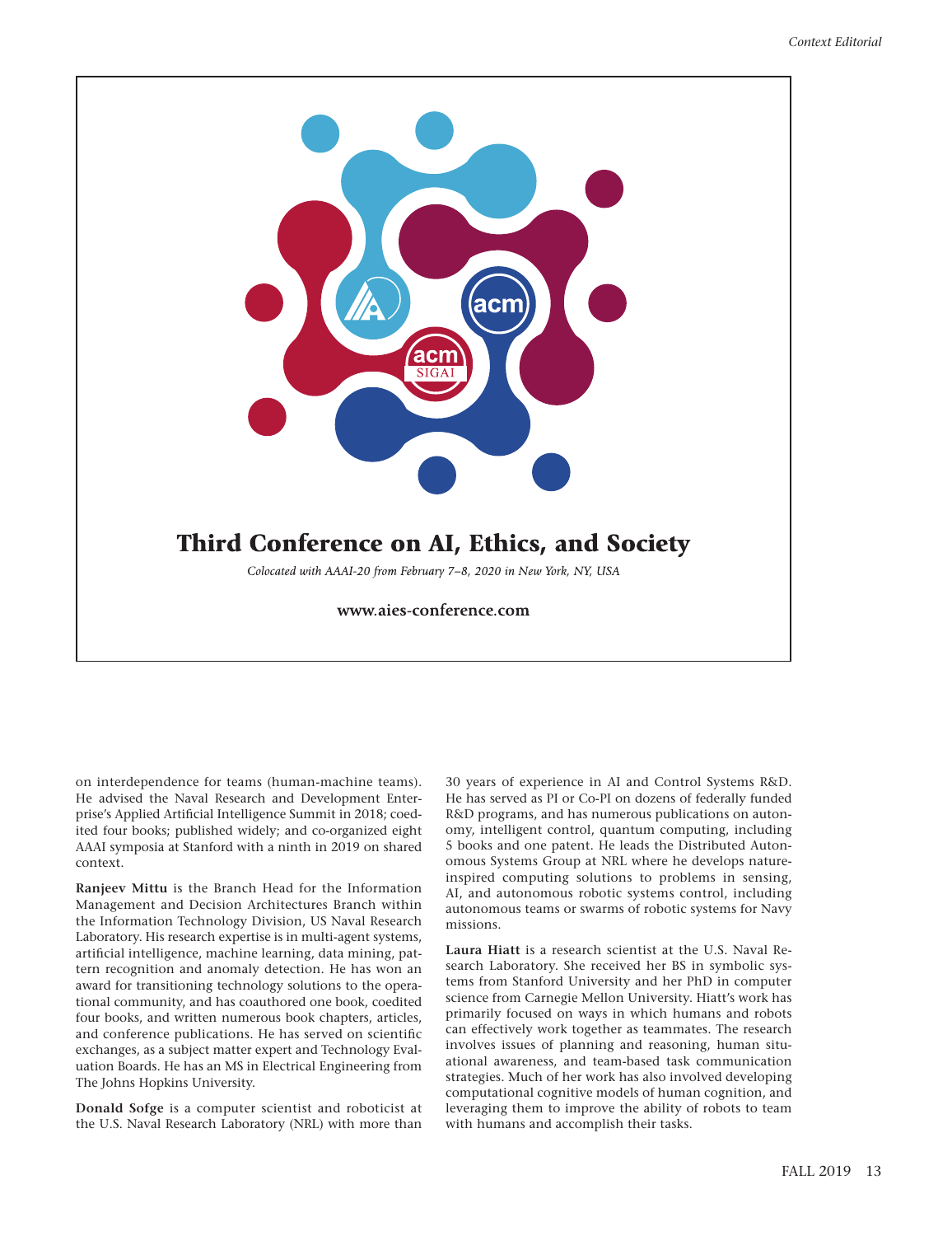## Third Conference on AI, Ethics, and Society

*Colocated with AAAI-20 from February 7–8, 2020 in New York, NY, USA*

**www.aies-conference.com**

on interdependence for teams (human-machine teams). He advised the Naval Research and Development Enterprise's Applied Artificial Intelligence Summit in 2018; coedited four books; published widely; and co-organized eight AAAI symposia at Stanford with a ninth in 2019 on shared context.

**Ranjeev Mittu** is the Branch Head for the Information Management and Decision Architectures Branch within the Information Technology Division, US Naval Research Laboratory. His research expertise is in multi-agent systems, artificial intelligence, machine learning, data mining, pattern recognition and anomaly detection. He has won an award for transitioning technology solutions to the operational community, and has coauthored one book, coedited four books, and written numerous book chapters, articles, and conference publications. He has served on scientific exchanges, as a subject matter expert and Technology Evaluation Boards. He has an MS in Electrical Engineering from The Johns Hopkins University.

**Donald Sofge** is a computer scientist and roboticist at the U.S. Naval Research Laboratory (NRL) with more than 30 years of experience in AI and Control Systems R&D. He has served as PI or Co-PI on dozens of federally funded R&D programs, and has numerous publications on autonomy, intelligent control, quantum computing, including 5 books and one patent. He leads the Distributed Autonomous Systems Group at NRL where he develops nature-inspired computing solutions to problems in sensing, AI, and autonomous robotic systems control, including autonomous teams or swarms of robotic systems for Navy missions.

**Laura Hiatt** is a research scientist at the U.S. Naval Research Laboratory. She received her BS in symbolic systems from Stanford University and her PhD in computer science from Carnegie Mellon University. Hiatt's work has primarily focused on ways in which humans and robots can effectively work together as teammates. The research involves issues of planning and reasoning, human situational awareness, and team-based task communication strategies. Much of her work has also involved developing computational cognitive models of human cognition, and leveraging them to improve the ability of robots to team with humans and accomplish their tasks.